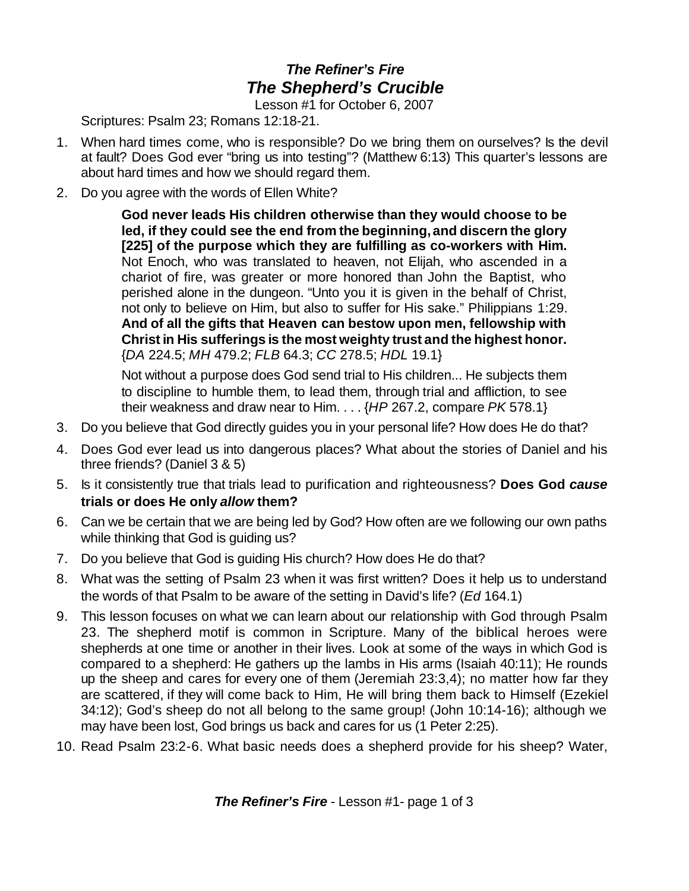# *The Refiner's Fire*
## *The Shepherd's Crucible*

Lesson #1 for October 6, 2007

Scriptures: Psalm 23; Romans 12:18-21.

1. When hard times come, who is responsible? Do we bring them on ourselves? Is the devil at fault? Does God ever "bring us into testing"? (Matthew 6:13) This quarter's lessons are about hard times and how we should regard them.

2. Do you agree with the words of Ellen White?

   > **God never leads His children otherwise than they would choose to be led, if they could see the end from the beginning, and discern the glory [225] of the purpose which they are fulfilling as co-workers with Him.** Not Enoch, who was translated to heaven, not Elijah, who ascended in a chariot of fire, was greater or more honored than John the Baptist, who perished alone in the dungeon. "Unto you it is given in the behalf of Christ, not only to believe on Him, but also to suffer for His sake." Philippians 1:29. **And of all the gifts that Heaven can bestow upon men, fellowship with Christ in His sufferings is the most weighty trust and the highest honor.** {*DA* 224.5; *MH* 479.2; *FLB* 64.3; *CC* 278.5; *HDL* 19.1}
   >
   > Not without a purpose does God send trial to His children... He subjects them to discipline to humble them, to lead them, through trial and affliction, to see their weakness and draw near to Him. . . . {*HP* 267.2, compare *PK* 578.1}

3. Do you believe that God directly guides you in your personal life? How does He do that?

4. Does God ever lead us into dangerous places? What about the stories of Daniel and his three friends? (Daniel 3 & 5)

5. Is it consistently true that trials lead to purification and righteousness? **Does God *cause* trials or does He only *allow* them?**

6. Can we be certain that we are being led by God? How often are we following our own paths while thinking that God is guiding us?

7. Do you believe that God is guiding His church? How does He do that?

8. What was the setting of Psalm 23 when it was first written? Does it help us to understand the words of that Psalm to be aware of the setting in David's life? (*Ed* 164.1)

9. This lesson focuses on what we can learn about our relationship with God through Psalm 23. The shepherd motif is common in Scripture. Many of the biblical heroes were shepherds at one time or another in their lives. Look at some of the ways in which God is compared to a shepherd: He gathers up the lambs in His arms (Isaiah 40:11); He rounds up the sheep and cares for every one of them (Jeremiah 23:3,4); no matter how far they are scattered, if they will come back to Him, He will bring them back to Himself (Ezekiel 34:12); God's sheep do not all belong to the same group! (John 10:14-16); although we may have been lost, God brings us back and cares for us (1 Peter 2:25).

10. Read Psalm 23:2-6. What basic needs does a shepherd provide for his sheep? Water,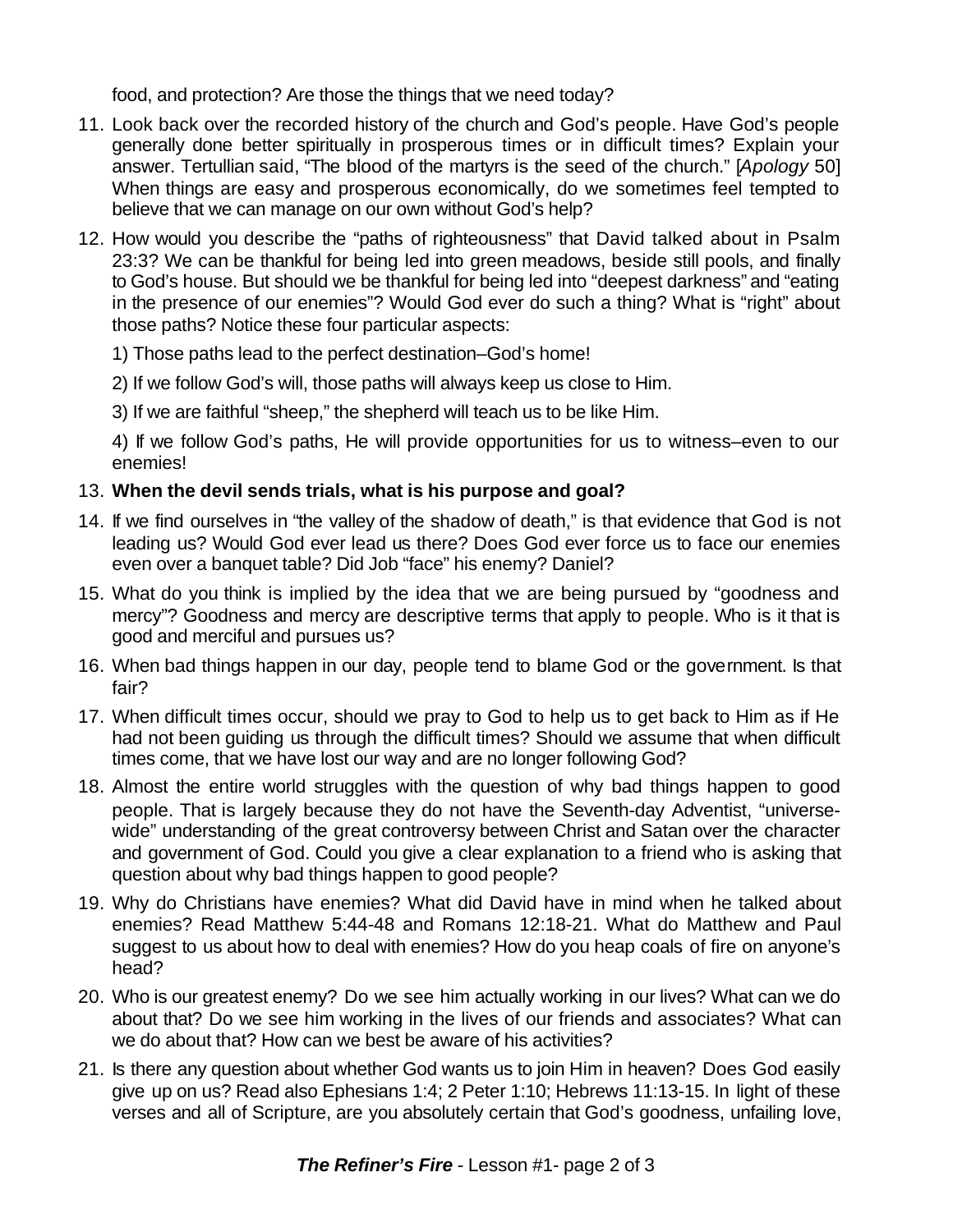food, and protection? Are those the things that we need today?

11. Look back over the recorded history of the church and God's people. Have God's people generally done better spiritually in prosperous times or in difficult times? Explain your answer. Tertullian said, "The blood of the martyrs is the seed of the church." [*Apology* 50] When things are easy and prosperous economically, do we sometimes feel tempted to believe that we can manage on our own without God's help?

12. How would you describe the "paths of righteousness" that David talked about in Psalm 23:3? We can be thankful for being led into green meadows, beside still pools, and finally to God's house. But should we be thankful for being led into "deepest darkness" and "eating in the presence of our enemies"? Would God ever do such a thing? What is "right" about those paths? Notice these four particular aspects:

    1) Those paths lead to the perfect destination–God's home!

    2) If we follow God's will, those paths will always keep us close to Him.

    3) If we are faithful "sheep," the shepherd will teach us to be like Him.

    4) If we follow God's paths, He will provide opportunities for us to witness–even to our enemies!

13. **When the devil sends trials, what is his purpose and goal?**

14. If we find ourselves in "the valley of the shadow of death," is that evidence that God is not leading us? Would God ever lead us there? Does God ever force us to face our enemies even over a banquet table? Did Job "face" his enemy? Daniel?

15. What do you think is implied by the idea that we are being pursued by "goodness and mercy"? Goodness and mercy are descriptive terms that apply to people. Who is it that is good and merciful and pursues us?

16. When bad things happen in our day, people tend to blame God or the government. Is that fair?

17. When difficult times occur, should we pray to God to help us to get back to Him as if He had not been guiding us through the difficult times? Should we assume that when difficult times come, that we have lost our way and are no longer following God?

18. Almost the entire world struggles with the question of why bad things happen to good people. That is largely because they do not have the Seventh-day Adventist, "universe-wide" understanding of the great controversy between Christ and Satan over the character and government of God. Could you give a clear explanation to a friend who is asking that question about why bad things happen to good people?

19. Why do Christians have enemies? What did David have in mind when he talked about enemies? Read Matthew 5:44-48 and Romans 12:18-21. What do Matthew and Paul suggest to us about how to deal with enemies? How do you heap coals of fire on anyone's head?

20. Who is our greatest enemy? Do we see him actually working in our lives? What can we do about that? Do we see him working in the lives of our friends and associates? What can we do about that? How can we best be aware of his activities?

21. Is there any question about whether God wants us to join Him in heaven? Does God easily give up on us? Read also Ephesians 1:4; 2 Peter 1:10; Hebrews 11:13-15. In light of these verses and all of Scripture, are you absolutely certain that God's goodness, unfailing love,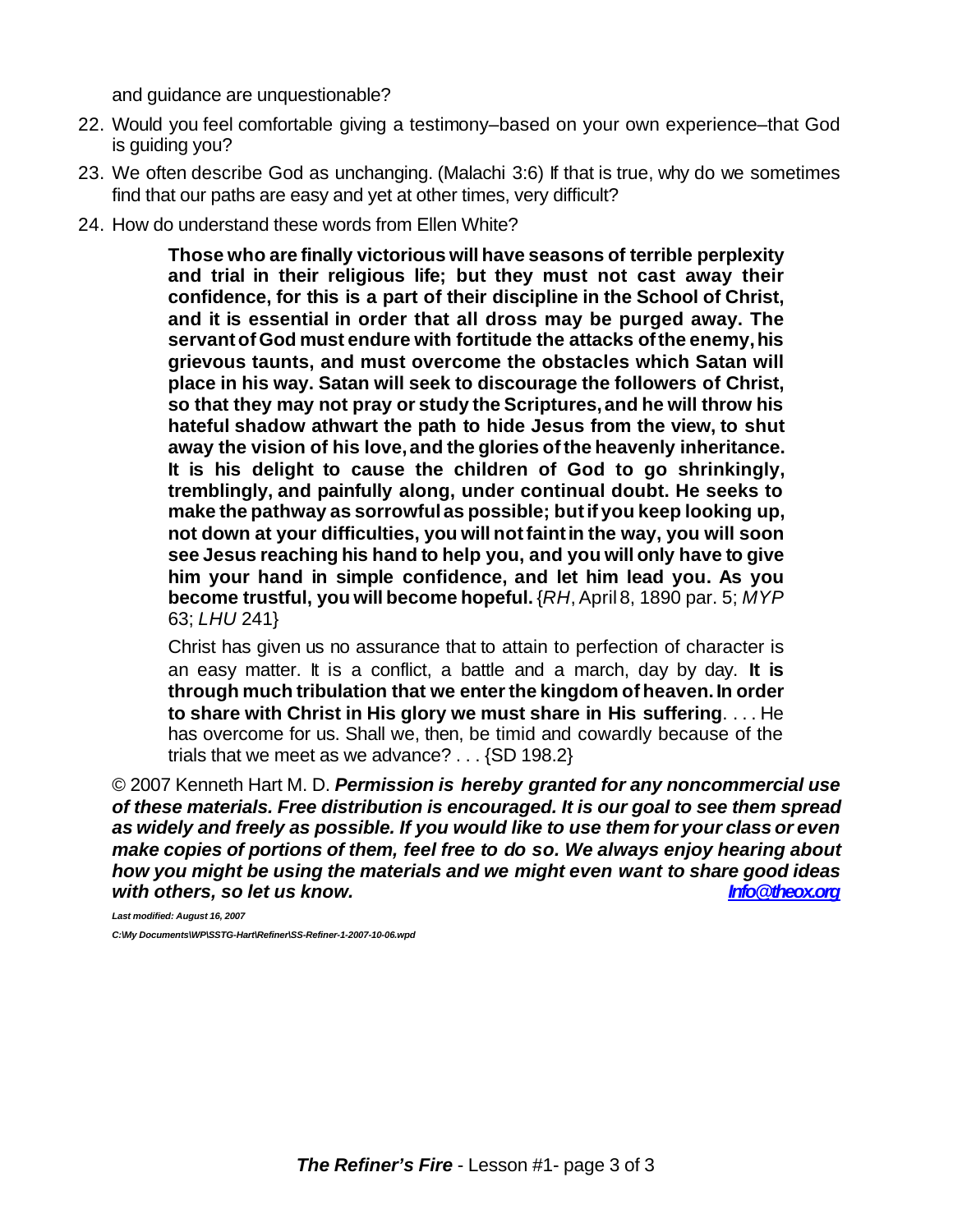and guidance are unquestionable?

22. Would you feel comfortable giving a testimony–based on your own experience–that God is guiding you?
23. We often describe God as unchanging. (Malachi 3:6) If that is true, why do we sometimes find that our paths are easy and yet at other times, very difficult?
24. How do understand these words from Ellen White?

> **Those who are finally victorious will have seasons of terrible perplexity and trial in their religious life; but they must not cast away their confidence, for this is a part of their discipline in the School of Christ, and it is essential in order that all dross may be purged away. The servant of God must endure with fortitude the attacks of the enemy, his grievous taunts, and must overcome the obstacles which Satan will place in his way. Satan will seek to discourage the followers of Christ, so that they may not pray or study the Scriptures, and he will throw his hateful shadow athwart the path to hide Jesus from the view, to shut away the vision of his love, and the glories of the heavenly inheritance. It is his delight to cause the children of God to go shrinkingly, tremblingly, and painfully along, under continual doubt. He seeks to make the pathway as sorrowful as possible; but if you keep looking up, not down at your difficulties, you will not faint in the way, you will soon see Jesus reaching his hand to help you, and you will only have to give him your hand in simple confidence, and let him lead you. As you become trustful, you will become hopeful.** {*RH*, April 8, 1890 par. 5; *MYP* 63; *LHU* 241}
>
> Christ has given us no assurance that to attain to perfection of character is an easy matter. It is a conflict, a battle and a march, day by day. **It is through much tribulation that we enter the kingdom of heaven. In order to share with Christ in His glory we must share in His suffering**. . . . He has overcome for us. Shall we, then, be timid and cowardly because of the trials that we meet as we advance? . . . {SD 198.2}

© 2007 Kenneth Hart M. D. ***Permission is hereby granted for any noncommercial use of these materials. Free distribution is encouraged. It is our goal to see them spread as widely and freely as possible. If you would like to use them for your class or even make copies of portions of them, feel free to do so. We always enjoy hearing about how you might be using the materials and we might even want to share good ideas with others, so let us know.*** ***Info@theox.org***

***Last modified: August 16, 2007***

***C:\My Documents\WP\SSTG-Hart\Refiner\SS-Refiner-1-2007-10-06.wpd***